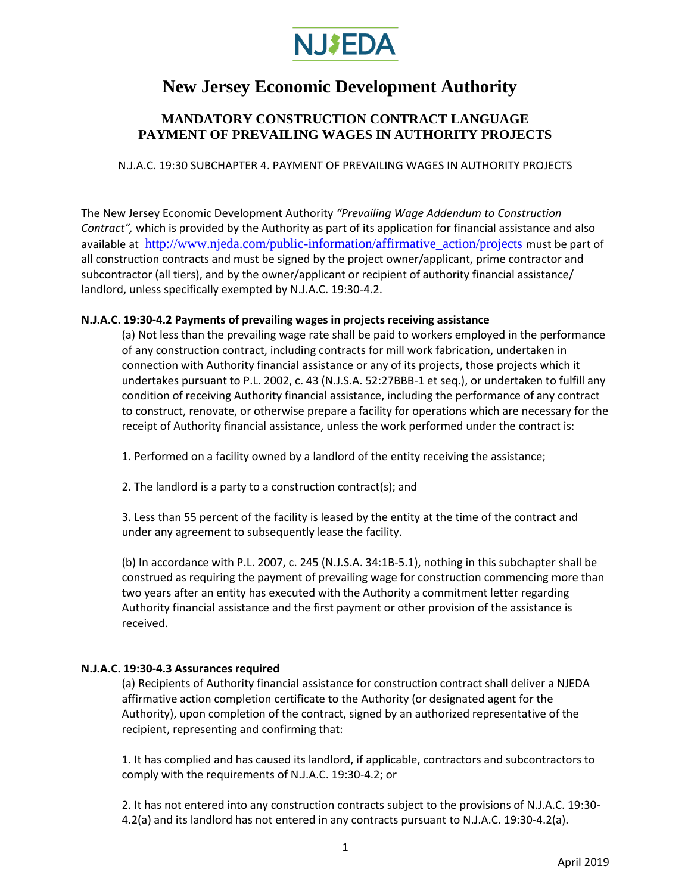# New Jersey Economic Development Authority

## MANDATORY CONSTRUCTION CONTRACT LANGUAGE
## PAYMENT OF PREVAILING WAGES IN AUTHORITY PROJECTS

N.J.A.C. 19:30 SUBCHAPTER 4. PAYMENT OF PREVAILING WAGES IN AUTHORITY PROJECTS

The New Jersey Economic Development Authority *"Prevailing Wage Addendum to Construction Contract",* which is provided by the Authority as part of its application for financial assistance and also available at http://www.njeda.com/public-information/affirmative_action/projects must be part of all construction contracts and must be signed by the project owner/applicant, prime contractor and subcontractor (all tiers), and by the owner/applicant or recipient of authority financial assistance/ landlord, unless specifically exempted by N.J.A.C. 19:30-4.2.

**N.J.A.C. 19:30-4.2 Payments of prevailing wages in projects receiving assistance**

(a) Not less than the prevailing wage rate shall be paid to workers employed in the performance of any construction contract, including contracts for mill work fabrication, undertaken in connection with Authority financial assistance or any of its projects, those projects which it undertakes pursuant to P.L. 2002, c. 43 (N.J.S.A. 52:27BBB-1 et seq.), or undertaken to fulfill any condition of receiving Authority financial assistance, including the performance of any contract to construct, renovate, or otherwise prepare a facility for operations which are necessary for the receipt of Authority financial assistance, unless the work performed under the contract is:

1. Performed on a facility owned by a landlord of the entity receiving the assistance;

2. The landlord is a party to a construction contract(s); and

3. Less than 55 percent of the facility is leased by the entity at the time of the contract and under any agreement to subsequently lease the facility.

(b) In accordance with P.L. 2007, c. 245 (N.J.S.A. 34:1B-5.1), nothing in this subchapter shall be construed as requiring the payment of prevailing wage for construction commencing more than two years after an entity has executed with the Authority a commitment letter regarding Authority financial assistance and the first payment or other provision of the assistance is received.

**N.J.A.C. 19:30-4.3 Assurances required**

(a) Recipients of Authority financial assistance for construction contract shall deliver a NJEDA affirmative action completion certificate to the Authority (or designated agent for the Authority), upon completion of the contract, signed by an authorized representative of the recipient, representing and confirming that:

1. It has complied and has caused its landlord, if applicable, contractors and subcontractors to comply with the requirements of N.J.A.C. 19:30-4.2; or

2. It has not entered into any construction contracts subject to the provisions of N.J.A.C. 19:30-4.2(a) and its landlord has not entered in any contracts pursuant to N.J.A.C. 19:30-4.2(a).

April 2019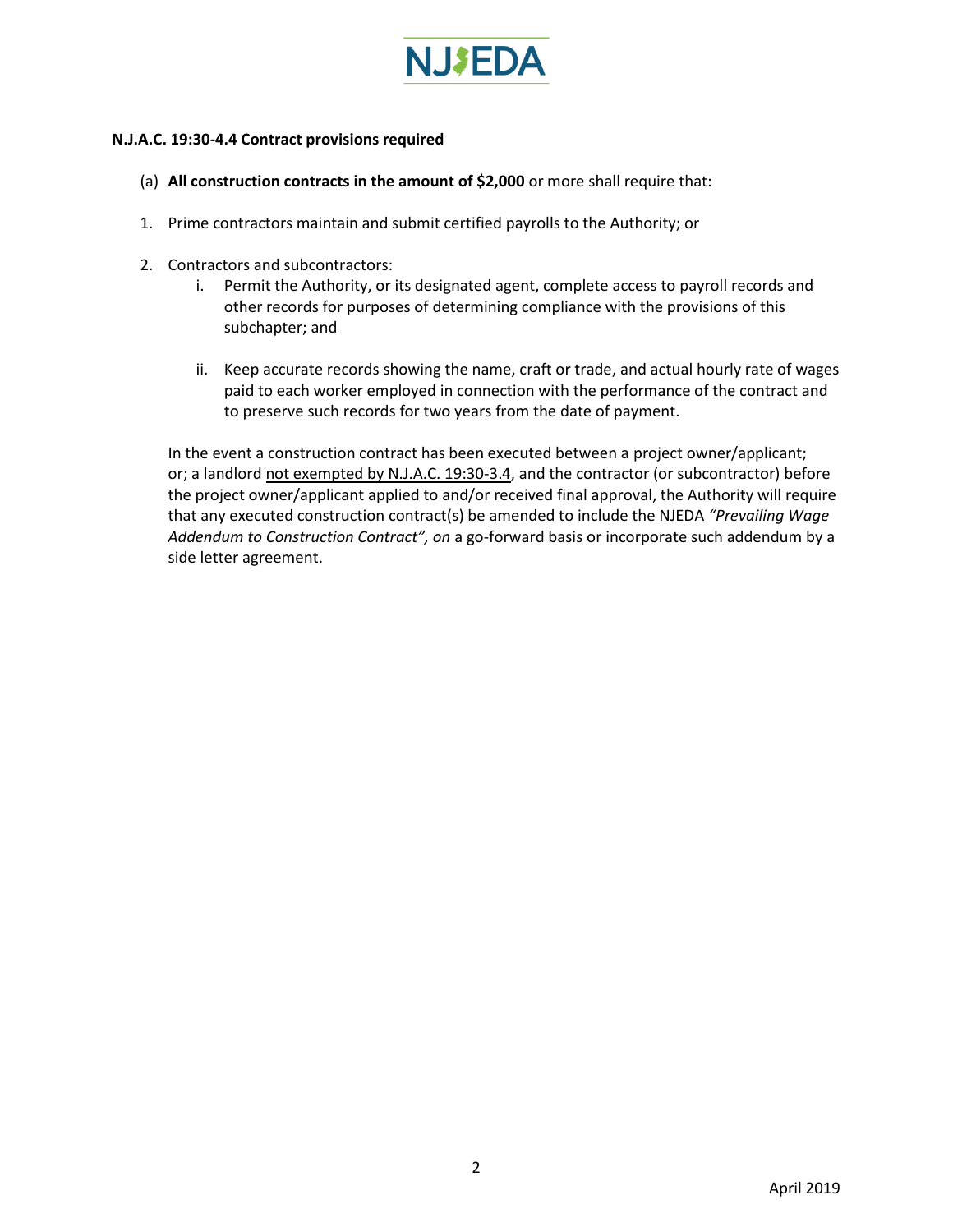**N.J.A.C. 19:30-4.4 Contract provisions required**

(a) **All construction contracts in the amount of $2,000** or more shall require that:

1. Prime contractors maintain and submit certified payrolls to the Authority; or

2. Contractors and subcontractors:
   i. Permit the Authority, or its designated agent, complete access to payroll records and other records for purposes of determining compliance with the provisions of this subchapter; and

   ii. Keep accurate records showing the name, craft or trade, and actual hourly rate of wages paid to each worker employed in connection with the performance of the contract and to preserve such records for two years from the date of payment.

In the event a construction contract has been executed between a project owner/applicant; or; a landlord not exempted by N.J.A.C. 19:30-3.4, and the contractor (or subcontractor) before the project owner/applicant applied to and/or received final approval, the Authority will require that any executed construction contract(s) be amended to include the NJEDA *"Prevailing Wage Addendum to Construction Contract", on* a go-forward basis or incorporate such addendum by a side letter agreement.

April 2019